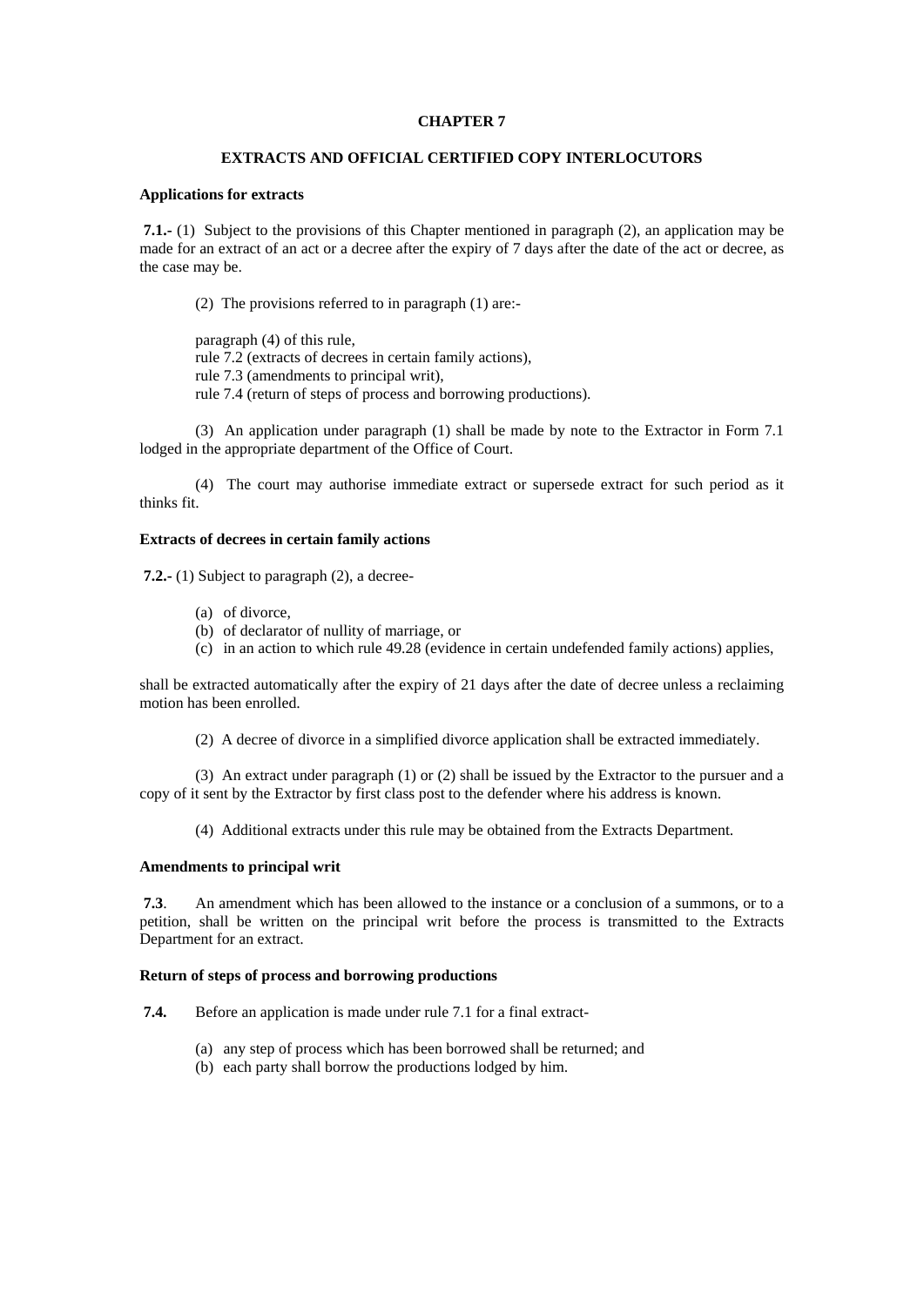# CHAPTER 7

## EXTRACTS AND OFFICIAL CERTIFIED COPY INTERLOCUTORS

### Applications for extracts

**7.1.-** (1) Subject to the provisions of this Chapter mentioned in paragraph (2), an application may be made for an extract of an act or a decree after the expiry of 7 days after the date of the act or decree, as the case may be.

(2) The provisions referred to in paragraph (1) are:-

paragraph (4) of this rule,
rule 7.2 (extracts of decrees in certain family actions),
rule 7.3 (amendments to principal writ),
rule 7.4 (return of steps of process and borrowing productions).

(3) An application under paragraph (1) shall be made by note to the Extractor in Form 7.1 lodged in the appropriate department of the Office of Court.

(4) The court may authorise immediate extract or supersede extract for such period as it thinks fit.

### Extracts of decrees in certain family actions

**7.2.-** (1) Subject to paragraph (2), a decree-

(a) of divorce,
(b) of declarator of nullity of marriage, or
(c) in an action to which rule 49.28 (evidence in certain undefended family actions) applies,

shall be extracted automatically after the expiry of 21 days after the date of decree unless a reclaiming motion has been enrolled.

(2) A decree of divorce in a simplified divorce application shall be extracted immediately.

(3) An extract under paragraph (1) or (2) shall be issued by the Extractor to the pursuer and a copy of it sent by the Extractor by first class post to the defender where his address is known.

(4) Additional extracts under this rule may be obtained from the Extracts Department.

### Amendments to principal writ

**7.3**. An amendment which has been allowed to the instance or a conclusion of a summons, or to a petition, shall be written on the principal writ before the process is transmitted to the Extracts Department for an extract.

### Return of steps of process and borrowing productions

**7.4.** Before an application is made under rule 7.1 for a final extract-

(a) any step of process which has been borrowed shall be returned; and
(b) each party shall borrow the productions lodged by him.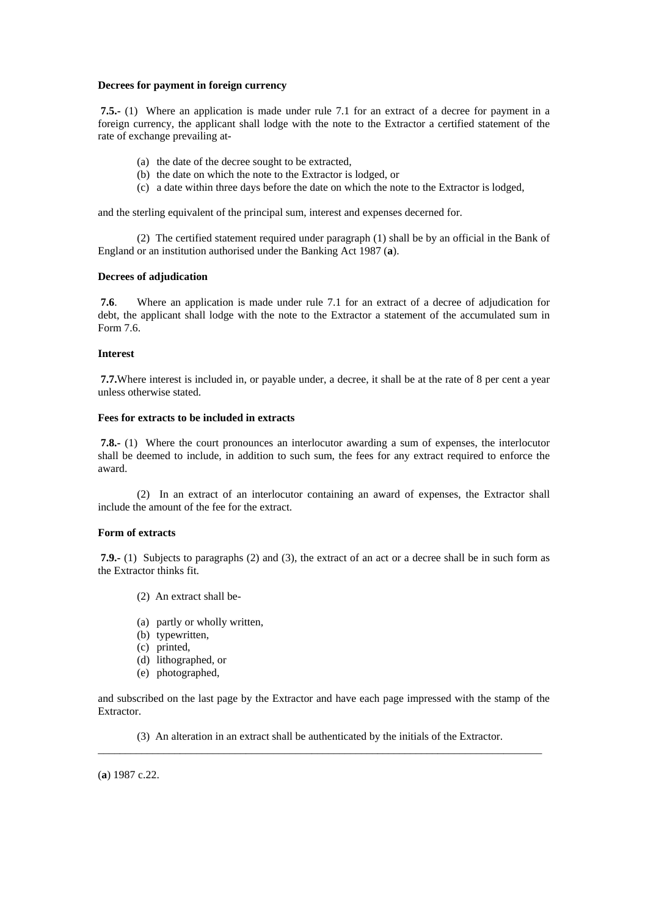**Decrees for payment in foreign currency**

**7.5.-** (1) Where an application is made under rule 7.1 for an extract of a decree for payment in a foreign currency, the applicant shall lodge with the note to the Extractor a certified statement of the rate of exchange prevailing at-

(a) the date of the decree sought to be extracted,
(b) the date on which the note to the Extractor is lodged, or
(c) a date within three days before the date on which the note to the Extractor is lodged,

and the sterling equivalent of the principal sum, interest and expenses decerned for.

(2) The certified statement required under paragraph (1) shall be by an official in the Bank of England or an institution authorised under the Banking Act 1987 (**a**).

**Decrees of adjudication**

**7.6**. Where an application is made under rule 7.1 for an extract of a decree of adjudication for debt, the applicant shall lodge with the note to the Extractor a statement of the accumulated sum in Form 7.6.

**Interest**

**7.7.**Where interest is included in, or payable under, a decree, it shall be at the rate of 8 per cent a year unless otherwise stated.

**Fees for extracts to be included in extracts**

**7.8.-** (1) Where the court pronounces an interlocutor awarding a sum of expenses, the interlocutor shall be deemed to include, in addition to such sum, the fees for any extract required to enforce the award.

(2) In an extract of an interlocutor containing an award of expenses, the Extractor shall include the amount of the fee for the extract.

**Form of extracts**

**7.9.-** (1) Subjects to paragraphs (2) and (3), the extract of an act or a decree shall be in such form as the Extractor thinks fit.

(2) An extract shall be-

(a) partly or wholly written,
(b) typewritten,
(c) printed,
(d) lithographed, or
(e) photographed,

and subscribed on the last page by the Extractor and have each page impressed with the stamp of the Extractor.

(3) An alteration in an extract shall be authenticated by the initials of the Extractor.

---

(**a**) 1987 c.22.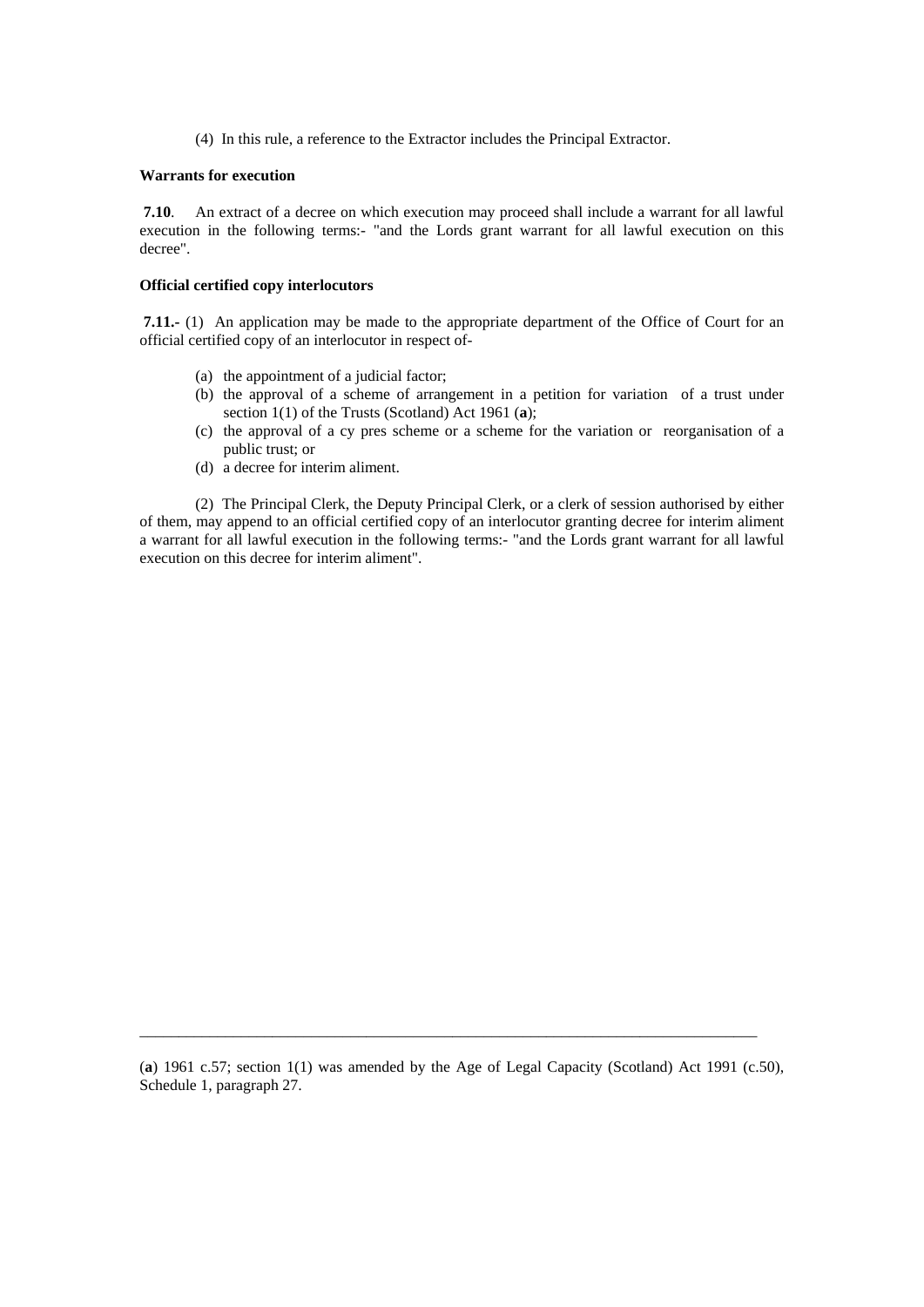(4) In this rule, a reference to the Extractor includes the Principal Extractor.

**Warrants for execution**

**7.10**. An extract of a decree on which execution may proceed shall include a warrant for all lawful execution in the following terms:- "and the Lords grant warrant for all lawful execution on this decree".

**Official certified copy interlocutors**

**7.11.-** (1) An application may be made to the appropriate department of the Office of Court for an official certified copy of an interlocutor in respect of-

(a) the appointment of a judicial factor;
(b) the approval of a scheme of arrangement in a petition for variation of a trust under section 1(1) of the Trusts (Scotland) Act 1961 (**a**);
(c) the approval of a cy pres scheme or a scheme for the variation or reorganisation of a public trust; or
(d) a decree for interim aliment.

(2) The Principal Clerk, the Deputy Principal Clerk, or a clerk of session authorised by either of them, may append to an official certified copy of an interlocutor granting decree for interim aliment a warrant for all lawful execution in the following terms:- "and the Lords grant warrant for all lawful execution on this decree for interim aliment".

---

(**a**) 1961 c.57; section 1(1) was amended by the Age of Legal Capacity (Scotland) Act 1991 (c.50), Schedule 1, paragraph 27.